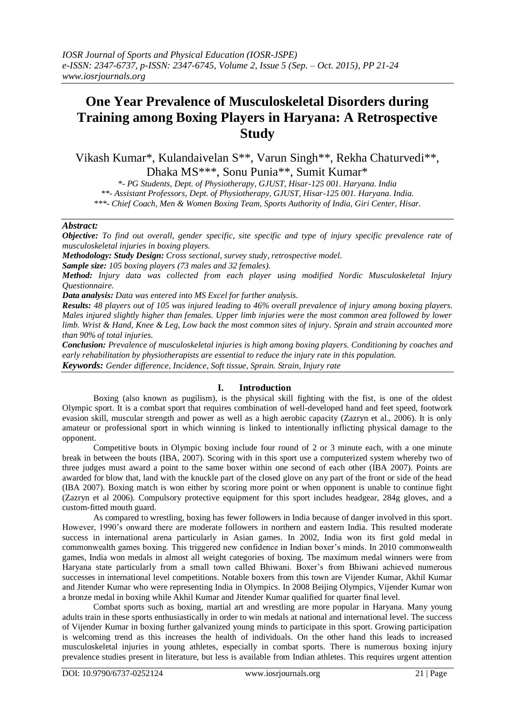# One Year Prevalence of Musculoskeletal Disorders during Training among Boxing Players in Haryana: A Retrospective Study

Vikash Kumar*, Kulandaivelan S**, Varun Singh**, Rekha Chaturvedi**, Dhaka MS***, Sonu Punia**, Sumit Kumar*

*\*- PG Students, Dept. of Physiotherapy, GJUST, Hisar-125 001. Haryana. India*
*\*\*- Assistant Professors, Dept. of Physiotherapy, GJUST, Hisar-125 001. Haryana. India.*
*\*\*\*- Chief Coach, Men & Women Boxing Team, Sports Authority of India, Giri Center, Hisar.*

***Abstract:***

***Objective:*** *To find out overall, gender specific, site specific and type of injury specific prevalence rate of musculoskeletal injuries in boxing players.*

***Methodology: Study Design:*** *Cross sectional, survey study, retrospective model.*

***Sample size:*** *105 boxing players (73 males and 32 females).*

***Method:*** *Injury data was collected from each player using modified Nordic Musculoskeletal Injury Questionnaire.*

***Data analysis:*** *Data was entered into MS Excel for further analysis.*

***Results:*** *48 players out of 105 was injured leading to 46% overall prevalence of injury among boxing players. Males injured slightly higher than females. Upper limb injuries were the most common area followed by lower limb. Wrist & Hand, Knee & Leg, Low back the most common sites of injury. Sprain and strain accounted more than 90% of total injuries.*

***Conclusion:*** *Prevalence of musculoskeletal injuries is high among boxing players. Conditioning by coaches and early rehabilitation by physiotherapists are essential to the reduce the injury rate in this population.*

***Keywords:*** *Gender difference, Incidence, Soft tissue, Sprain. Strain, Injury rate*

## I. Introduction

Boxing (also known as pugilism), is the physical skill fighting with the fist, is one of the oldest Olympic sport. It is a combat sport that requires combination of well-developed hand and feet speed, footwork evasion skill, muscular strength and power as well as a high aerobic capacity (Zazryn et al., 2006). It is only amateur or professional sport in which winning is linked to intentionally inflicting physical damage to the opponent.

Competitive bouts in Olympic boxing include four round of 2 or 3 minute each, with a one minute break in between the bouts (IBA, 2007). Scoring with in this sport use a computerized system whereby two of three judges must award a point to the same boxer within one second of each other (IBA 2007). Points are awarded for blow that, land with the knuckle part of the closed glove on any part of the front or side of the head (IBA 2007). Boxing match is won either by scoring more point or when opponent is unable to continue fight (Zazryn et al 2006). Compulsory protective equipment for this sport includes headgear, 284g gloves, and a custom-fitted mouth guard.

As compared to wrestling, boxing has fewer followers in India because of danger involved in this sport. However, 1990's onward there are moderate followers in northern and eastern India. This resulted moderate success in international arena particularly in Asian games. In 2002, India won its first gold medal in commonwealth games boxing. This triggered new confidence in Indian boxer's minds. In 2010 commonwealth games, India won medals in almost all weight categories of boxing. The maximum medal winners were from Haryana state particularly from a small town called Bhiwani. Boxer's from Bhiwani achieved numerous successes in international level competitions. Notable boxers from this town are Vijender Kumar, Akhil Kumar and Jitender Kumar who were representing India in Olympics. In 2008 Beijing Olympics, Vijender Kumar won a bronze medal in boxing while Akhil Kumar and Jitender Kumar qualified for quarter final level.

Combat sports such as boxing, martial art and wrestling are more popular in Haryana. Many young adults train in these sports enthusiastically in order to win medals at national and international level. The success of Vijender Kumar in boxing further galvanized young minds to participate in this sport. Growing participation is welcoming trend as this increases the health of individuals. On the other hand this leads to increased musculoskeletal injuries in young athletes, especially in combat sports. There is numerous boxing injury prevalence studies present in literature, but less is available from Indian athletes. This requires urgent attention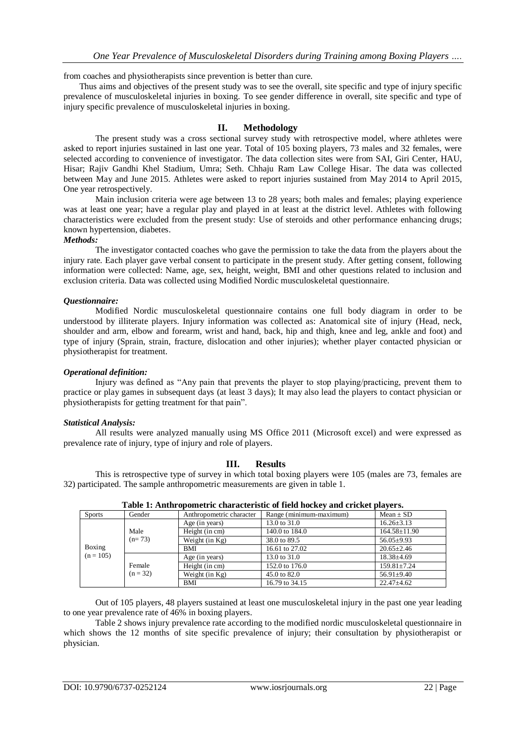from coaches and physiotherapists since prevention is better than cure.

Thus aims and objectives of the present study was to see the overall, site specific and type of injury specific prevalence of musculoskeletal injuries in boxing. To see gender difference in overall, site specific and type of injury specific prevalence of musculoskeletal injuries in boxing.

## II. Methodology

The present study was a cross sectional survey study with retrospective model, where athletes were asked to report injuries sustained in last one year. Total of 105 boxing players, 73 males and 32 females, were selected according to convenience of investigator. The data collection sites were from SAI, Giri Center, HAU, Hisar; Rajiv Gandhi Khel Stadium, Umra; Seth. Chhaju Ram Law College Hisar. The data was collected between May and June 2015. Athletes were asked to report injuries sustained from May 2014 to April 2015, One year retrospectively.

Main inclusion criteria were age between 13 to 28 years; both males and females; playing experience was at least one year; have a regular play and played in at least at the district level. Athletes with following characteristics were excluded from the present study: Use of steroids and other performance enhancing drugs; known hypertension, diabetes.

***Methods:***

The investigator contacted coaches who gave the permission to take the data from the players about the injury rate. Each player gave verbal consent to participate in the present study. After getting consent, following information were collected: Name, age, sex, height, weight, BMI and other questions related to inclusion and exclusion criteria. Data was collected using Modified Nordic musculoskeletal questionnaire.

***Questionnaire:***

Modified Nordic musculoskeletal questionnaire contains one full body diagram in order to be understood by illiterate players. Injury information was collected as: Anatomical site of injury (Head, neck, shoulder and arm, elbow and forearm, wrist and hand, back, hip and thigh, knee and leg, ankle and foot) and type of injury (Sprain, strain, fracture, dislocation and other injuries); whether player contacted physician or physiotherapist for treatment.

***Operational definition:***

Injury was defined as "Any pain that prevents the player to stop playing/practicing, prevent them to practice or play games in subsequent days (at least 3 days); It may also lead the players to contact physician or physiotherapists for getting treatment for that pain".

***Statistical Analysis:***

All results were analyzed manually using MS Office 2011 (Microsoft excel) and were expressed as prevalence rate of injury, type of injury and role of players.

## III. Results

This is retrospective type of survey in which total boxing players were 105 (males are 73, females are 32) participated. The sample anthropometric measurements are given in table 1.

**Table 1: Anthropometric characteristic of field hockey and cricket players.**

| Sports | Gender | Anthropometric character | Range (minimum-maximum) | Mean ± SD |
|---|---|---|---|---|
| Boxing (n = 105) | Male (n= 73) | Age (in years) | 13.0 to 31.0 | 16.26±3.13 |
| | | Height (in cm) | 140.0 to 184.0 | 164.58±11.90 |
| | | Weight (in Kg) | 38.0 to 89.5 | 56.05±9.93 |
| | | BMI | 16.61 to 27.02 | 20.65±2.46 |
| | Female (n = 32) | Age (in years) | 13.0 to 31.0 | 18.38±4.69 |
| | | Height (in cm) | 152.0 to 176.0 | 159.81±7.24 |
| | | Weight (in Kg) | 45.0 to 82.0 | 56.91±9.40 |
| | | BMI | 16.79 to 34.15 | 22.47±4.62 |

Out of 105 players, 48 players sustained at least one musculoskeletal injury in the past one year leading to one year prevalence rate of 46% in boxing players.

Table 2 shows injury prevalence rate according to the modified nordic musculoskeletal questionnaire in which shows the 12 months of site specific prevalence of injury; their consultation by physiotherapist or physician.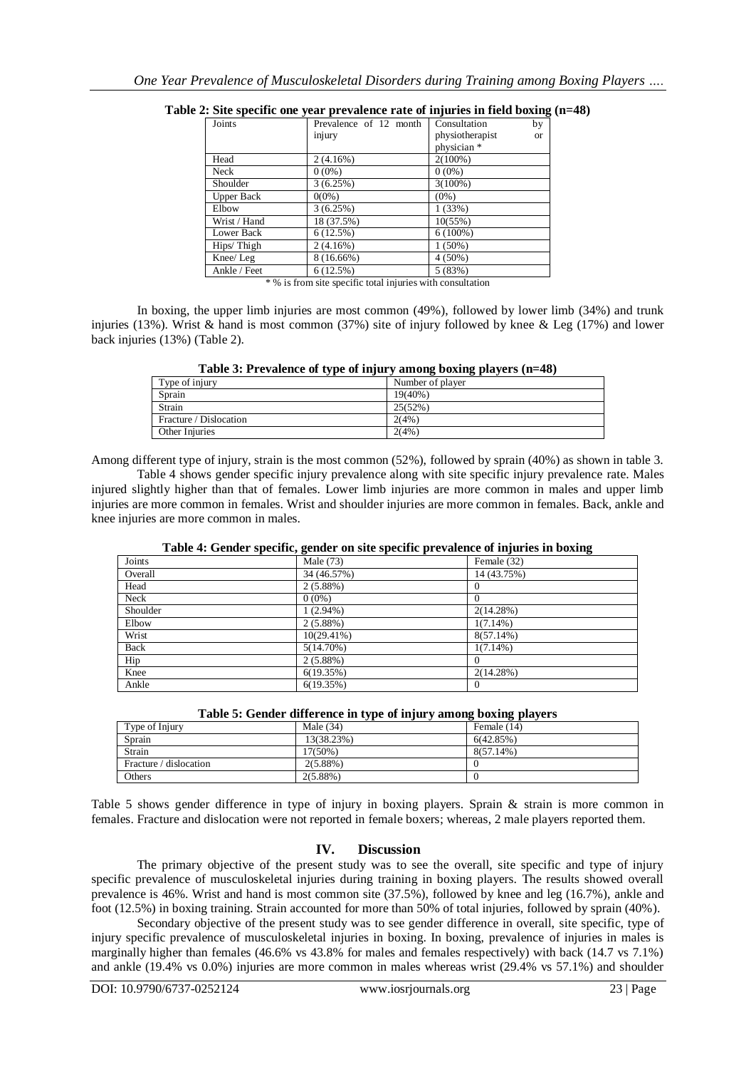**Table 2: Site specific one year prevalence rate of injuries in field boxing (n=48)**

| Joints | Prevalence of 12 month injury | Consultation by physiotherapist or physician * |
|---|---|---|
| Head | 2 (4.16%) | 2(100%) |
| Neck | 0 (0%) | 0 (0%) |
| Shoulder | 3 (6.25%) | 3(100%) |
| Upper Back | 0(0%) | (0%) |
| Elbow | 3 (6.25%) | 1 (33%) |
| Wrist / Hand | 18 (37.5%) | 10(55%) |
| Lower Back | 6 (12.5%) | 6 (100%) |
| Hips/ Thigh | 2 (4.16%) | 1 (50%) |
| Knee/ Leg | 8 (16.66%) | 4 (50%) |
| Ankle / Feet | 6 (12.5%) | 5 (83%) |

* % is from site specific total injuries with consultation

In boxing, the upper limb injuries are most common (49%), followed by lower limb (34%) and trunk injuries (13%). Wrist & hand is most common (37%) site of injury followed by knee & Leg (17%) and lower back injuries (13%) (Table 2).

**Table 3: Prevalence of type of injury among boxing players (n=48)**

| Type of injury | Number of player |
|---|---|
| Sprain | 19(40%) |
| Strain | 25(52%) |
| Fracture / Dislocation | 2(4%) |
| Other Injuries | 2(4%) |

Among different type of injury, strain is the most common (52%), followed by sprain (40%) as shown in table 3.

Table 4 shows gender specific injury prevalence along with site specific injury prevalence rate. Males injured slightly higher than that of females. Lower limb injuries are more common in males and upper limb injuries are more common in females. Wrist and shoulder injuries are more common in females. Back, ankle and knee injuries are more common in males.

**Table 4: Gender specific, gender on site specific prevalence of injuries in boxing**

| Joints | Male (73) | Female (32) |
|---|---|---|
| Overall | 34 (46.57%) | 14 (43.75%) |
| Head | 2 (5.88%) | 0 |
| Neck | 0 (0%) | 0 |
| Shoulder | 1 (2.94%) | 2(14.28%) |
| Elbow | 2 (5.88%) | 1(7.14%) |
| Wrist | 10(29.41%) | 8(57.14%) |
| Back | 5(14.70%) | 1(7.14%) |
| Hip | 2 (5.88%) | 0 |
| Knee | 6(19.35%) | 2(14.28%) |
| Ankle | 6(19.35%) | 0 |

**Table 5: Gender difference in type of injury among boxing players**

| Type of Injury | Male (34) | Female (14) |
|---|---|---|
| Sprain | 13(38.23%) | 6(42.85%) |
| Strain | 17(50%) | 8(57.14%) |
| Fracture / dislocation | 2(5.88%) | 0 |
| Others | 2(5.88%) | 0 |

Table 5 shows gender difference in type of injury in boxing players. Sprain & strain is more common in females. Fracture and dislocation were not reported in female boxers; whereas, 2 male players reported them.

## IV. Discussion

The primary objective of the present study was to see the overall, site specific and type of injury specific prevalence of musculoskeletal injuries during training in boxing players. The results showed overall prevalence is 46%. Wrist and hand is most common site (37.5%), followed by knee and leg (16.7%), ankle and foot (12.5%) in boxing training. Strain accounted for more than 50% of total injuries, followed by sprain (40%).

Secondary objective of the present study was to see gender difference in overall, site specific, type of injury specific prevalence of musculoskeletal injuries in boxing. In boxing, prevalence of injuries in males is marginally higher than females (46.6% vs 43.8% for males and females respectively) with back (14.7 vs 7.1%) and ankle (19.4% vs 0.0%) injuries are more common in males whereas wrist (29.4% vs 57.1%) and shoulder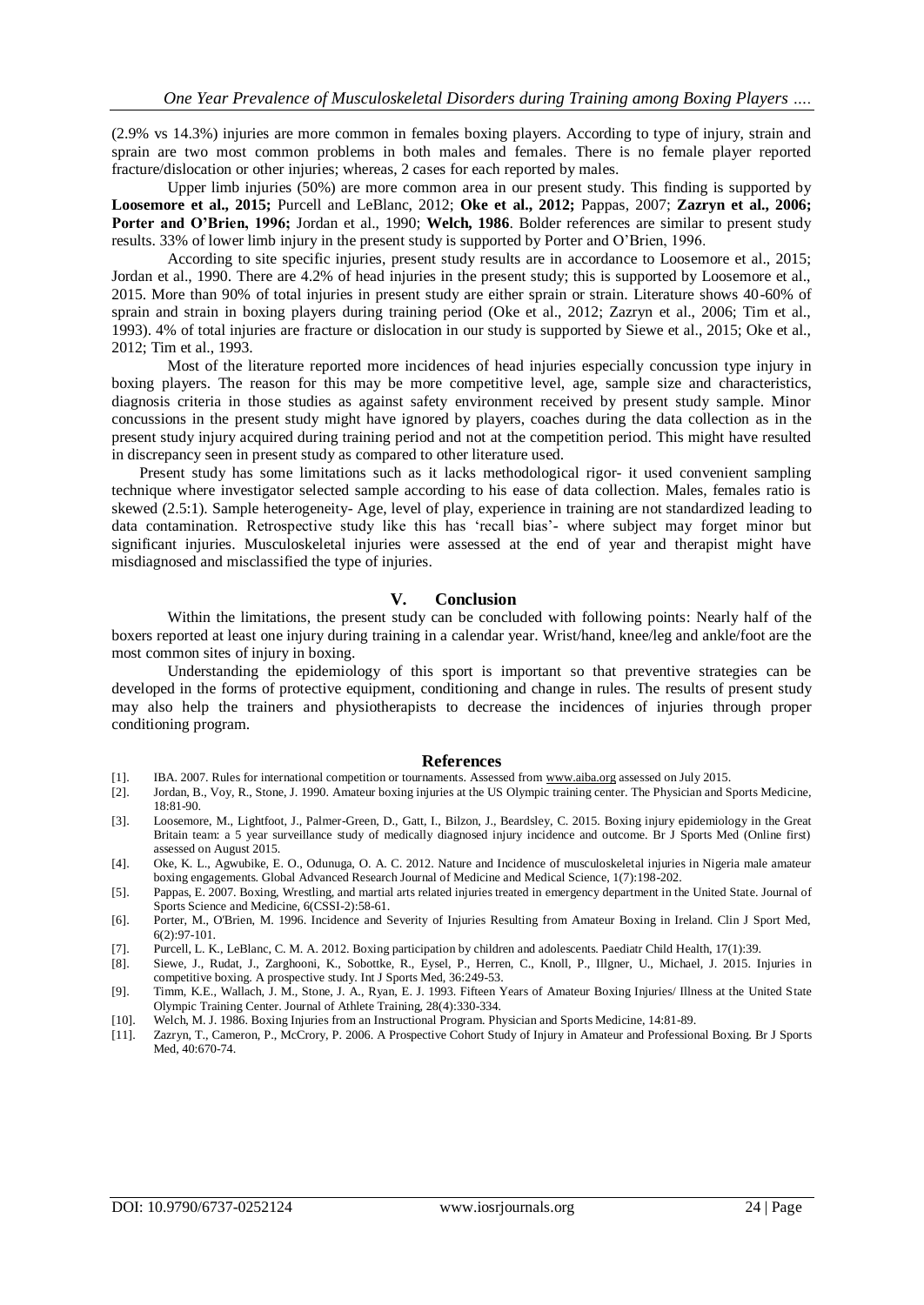(2.9% vs 14.3%) injuries are more common in females boxing players. According to type of injury, strain and sprain are two most common problems in both males and females. There is no female player reported fracture/dislocation or other injuries; whereas, 2 cases for each reported by males.

Upper limb injuries (50%) are more common area in our present study. This finding is supported by **Loosemore et al., 2015;** Purcell and LeBlanc, 2012; **Oke et al., 2012;** Pappas, 2007; **Zazryn et al., 2006; Porter and O'Brien, 1996;** Jordan et al., 1990; **Welch, 1986**. Bolder references are similar to present study results. 33% of lower limb injury in the present study is supported by Porter and O'Brien, 1996.

According to site specific injuries, present study results are in accordance to Loosemore et al., 2015; Jordan et al., 1990. There are 4.2% of head injuries in the present study; this is supported by Loosemore et al., 2015. More than 90% of total injuries in present study are either sprain or strain. Literature shows 40-60% of sprain and strain in boxing players during training period (Oke et al., 2012; Zazryn et al., 2006; Tim et al., 1993). 4% of total injuries are fracture or dislocation in our study is supported by Siewe et al., 2015; Oke et al., 2012; Tim et al., 1993.

Most of the literature reported more incidences of head injuries especially concussion type injury in boxing players. The reason for this may be more competitive level, age, sample size and characteristics, diagnosis criteria in those studies as against safety environment received by present study sample. Minor concussions in the present study might have ignored by players, coaches during the data collection as in the present study injury acquired during training period and not at the competition period. This might have resulted in discrepancy seen in present study as compared to other literature used.

Present study has some limitations such as it lacks methodological rigor- it used convenient sampling technique where investigator selected sample according to his ease of data collection. Males, females ratio is skewed (2.5:1). Sample heterogeneity- Age, level of play, experience in training are not standardized leading to data contamination. Retrospective study like this has 'recall bias'- where subject may forget minor but significant injuries. Musculoskeletal injuries were assessed at the end of year and therapist might have misdiagnosed and misclassified the type of injuries.

## V. Conclusion

Within the limitations, the present study can be concluded with following points: Nearly half of the boxers reported at least one injury during training in a calendar year. Wrist/hand, knee/leg and ankle/foot are the most common sites of injury in boxing.

Understanding the epidemiology of this sport is important so that preventive strategies can be developed in the forms of protective equipment, conditioning and change in rules. The results of present study may also help the trainers and physiotherapists to decrease the incidences of injuries through proper conditioning program.

## References

[1]. IBA. 2007. Rules for international competition or tournaments. Assessed from www.aiba.org assessed on July 2015.

[2]. Jordan, B., Voy, R., Stone, J. 1990. Amateur boxing injuries at the US Olympic training center. The Physician and Sports Medicine, 18:81-90.

[3]. Loosemore, M., Lightfoot, J., Palmer-Green, D., Gatt, I., Bilzon, J., Beardsley, C. 2015. Boxing injury epidemiology in the Great Britain team: a 5 year surveillance study of medically diagnosed injury incidence and outcome. Br J Sports Med (Online first) assessed on August 2015.

[4]. Oke, K. L., Agwubike, E. O., Odunuga, O. A. C. 2012. Nature and Incidence of musculoskeletal injuries in Nigeria male amateur boxing engagements. Global Advanced Research Journal of Medicine and Medical Science, 1(7):198-202.

[5]. Pappas, E. 2007. Boxing, Wrestling, and martial arts related injuries treated in emergency department in the United State. Journal of Sports Science and Medicine, 6(CSSI-2):58-61.

[6]. Porter, M., O'Brien, M. 1996. Incidence and Severity of Injuries Resulting from Amateur Boxing in Ireland. Clin J Sport Med, 6(2):97-101.

[7]. Purcell, L. K., LeBlanc, C. M. A. 2012. Boxing participation by children and adolescents. Paediatr Child Health, 17(1):39.

[8]. Siewe, J., Rudat, J., Zarghooni, K., Sobottke, R., Eysel, P., Herren, C., Knoll, P., Illgner, U., Michael, J. 2015. Injuries in competitive boxing. A prospective study. Int J Sports Med, 36:249-53.

[9]. Timm, K.E., Wallach, J. M., Stone, J. A., Ryan, E. J. 1993. Fifteen Years of Amateur Boxing Injuries/ Illness at the United State Olympic Training Center. Journal of Athlete Training, 28(4):330-334.

[10]. Welch, M. J. 1986. Boxing Injuries from an Instructional Program. Physician and Sports Medicine, 14:81-89.

[11]. Zazryn, T., Cameron, P., McCrory, P. 2006. A Prospective Cohort Study of Injury in Amateur and Professional Boxing. Br J Sports Med, 40:670-74.